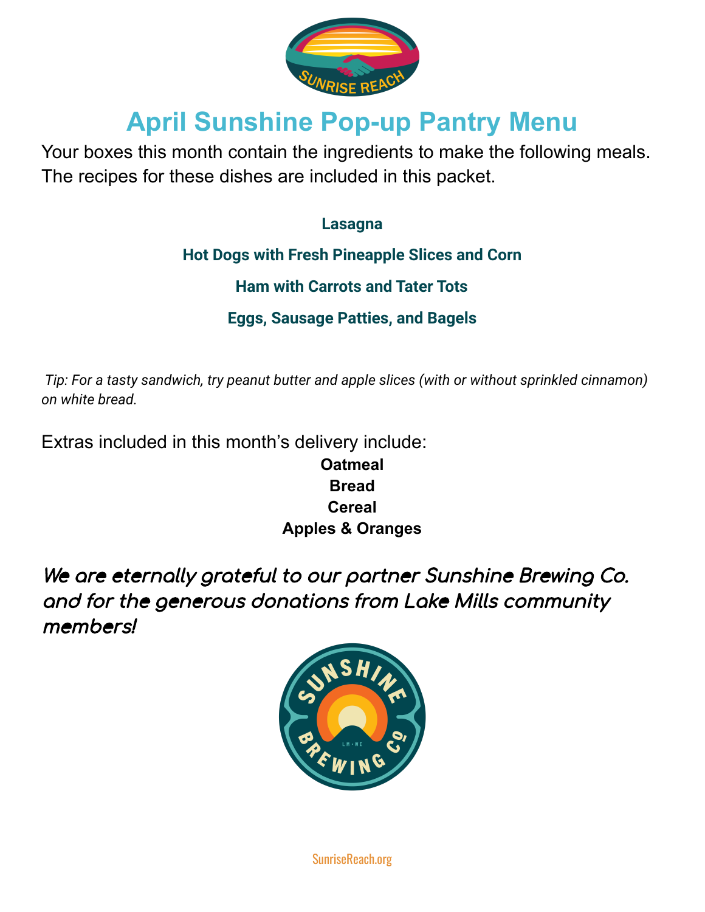# April Sunshine Pop-up Pantry Menu

Your boxes this month contain the ingredients to make the following meals. The recipes for these dishes are included in this packet.

**Lasagna**

**Hot Dogs with Fresh Pineapple Slices and Corn**

**Ham with Carrots and Tater Tots**

**Eggs, Sausage Patties, and Bagels**

*Tip: For a tasty sandwich, try peanut butter and apple slices (with or without sprinkled cinnamon) on white bread.*

Extras included in this month's delivery include:

**Oatmeal**
**Bread**
**Cereal**
**Apples & Oranges**

***We are eternally grateful to our partner Sunshine Brewing Co. and for the generous donations from Lake Mills community members!***

SunriseReach.org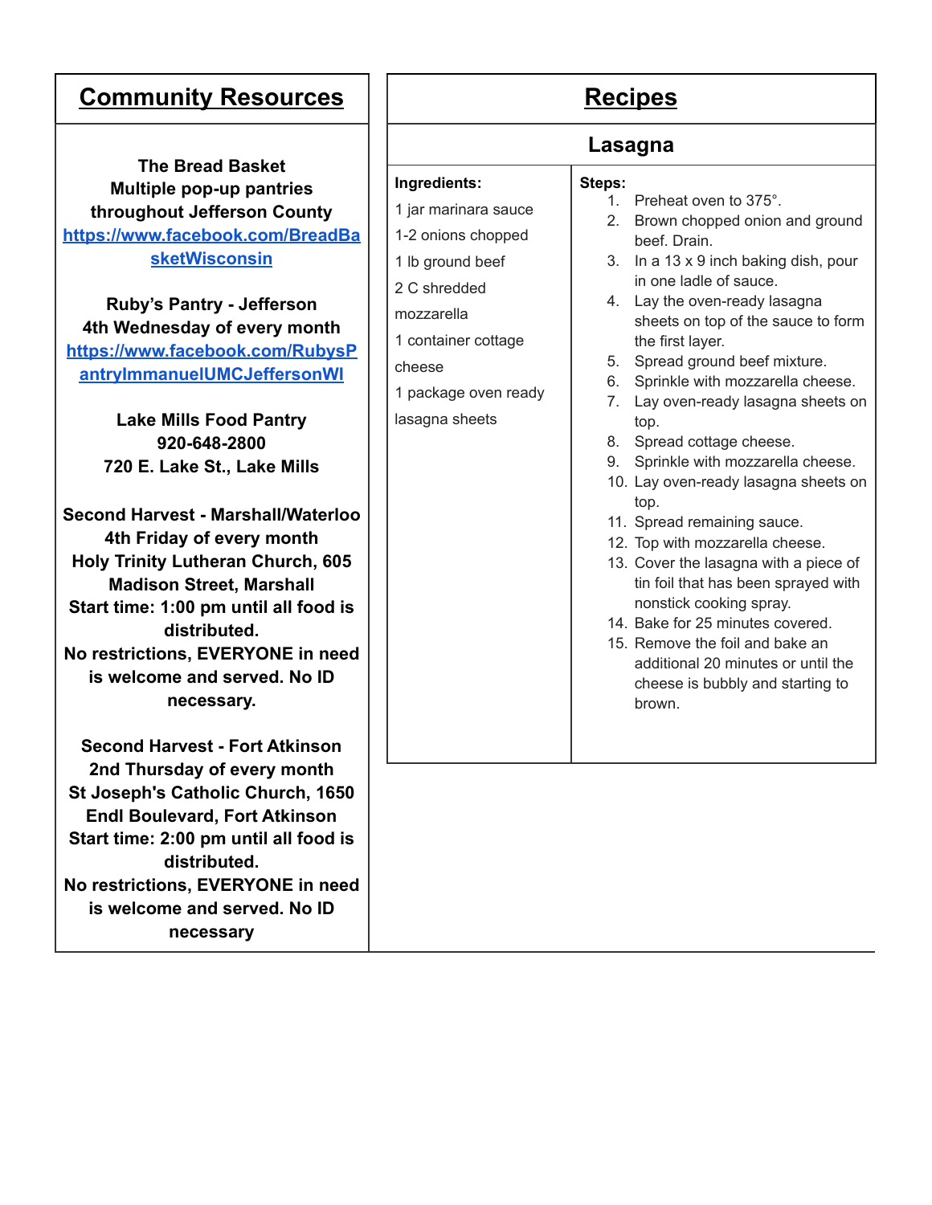## Community Resources

**The Bread Basket**
**Multiple pop-up pantries throughout Jefferson County**
**https://www.facebook.com/BreadBasketWisconsin**

**Ruby's Pantry - Jefferson**
**4th Wednesday of every month**
**https://www.facebook.com/RubysPantryImmanuelUMCJeffersonWI**

**Lake Mills Food Pantry**
**920-648-2800**
**720 E. Lake St., Lake Mills**

**Second Harvest - Marshall/Waterloo**
**4th Friday of every month**
**Holy Trinity Lutheran Church, 605 Madison Street, Marshall**
**Start time: 1:00 pm until all food is distributed.**
**No restrictions, EVERYONE in need is welcome and served. No ID necessary.**

**Second Harvest - Fort Atkinson**
**2nd Thursday of every month**
**St Joseph's Catholic Church, 1650 Endl Boulevard, Fort Atkinson**
**Start time: 2:00 pm until all food is distributed.**
**No restrictions, EVERYONE in need is welcome and served. No ID necessary**

## Recipes

### Lasagna

**Ingredients:**

1 jar marinara sauce
1-2 onions chopped
1 lb ground beef
2 C shredded mozzarella
1 container cottage cheese
1 package oven ready lasagna sheets

**Steps:**

1. Preheat oven to 375°.
2. Brown chopped onion and ground beef. Drain.
3. In a 13 x 9 inch baking dish, pour in one ladle of sauce.
4. Lay the oven-ready lasagna sheets on top of the sauce to form the first layer.
5. Spread ground beef mixture.
6. Sprinkle with mozzarella cheese.
7. Lay oven-ready lasagna sheets on top.
8. Spread cottage cheese.
9. Sprinkle with mozzarella cheese.
10. Lay oven-ready lasagna sheets on top.
11. Spread remaining sauce.
12. Top with mozzarella cheese.
13. Cover the lasagna with a piece of tin foil that has been sprayed with nonstick cooking spray.
14. Bake for 25 minutes covered.
15. Remove the foil and bake an additional 20 minutes or until the cheese is bubbly and starting to brown.